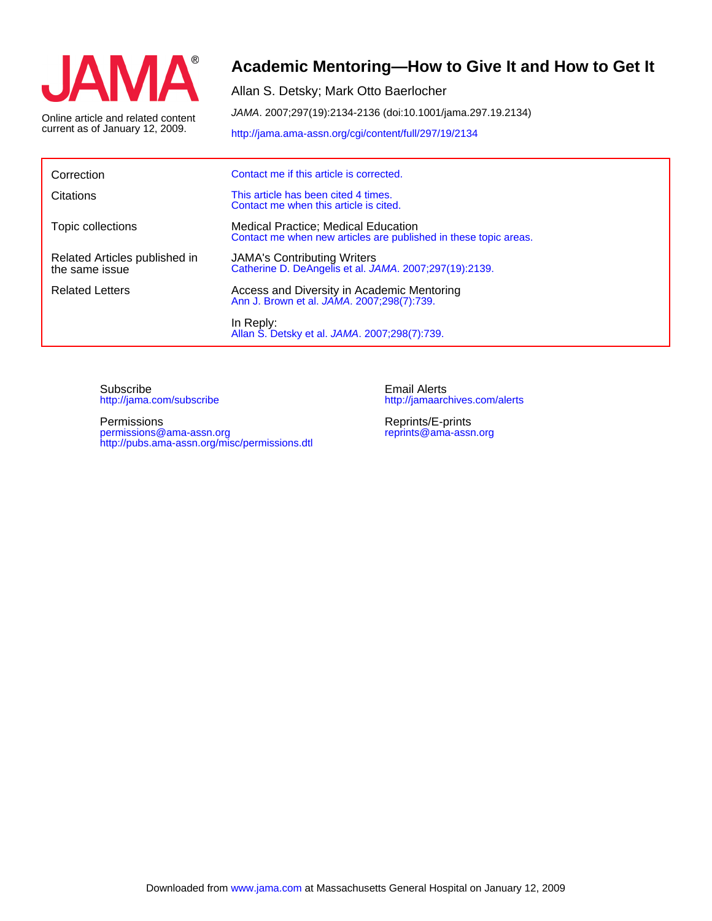# Academic Mentoring—How to Give It and How to Get It

Allan S. Detsky; Mark Otto Baerlocher

*JAMA*. 2007;297(19):2134-2136 (doi:10.1001/jama.297.19.2134)

http://jama.ama-assn.org/cgi/content/full/297/19/2134

JAMA

Online article and related content current as of January 12, 2009.

| | |
|---|---|
| Correction | Contact me if this article is corrected. |
| Citations | This article has been cited 4 times.<br>Contact me when this article is cited. |
| Topic collections | Medical Practice; Medical Education<br>Contact me when new articles are published in these topic areas. |
| Related Articles published in the same issue | JAMA's Contributing Writers<br>Catherine D. DeAngelis et al. *JAMA*. 2007;297(19):2139. |
| Related Letters | Access and Diversity in Academic Mentoring<br>Ann J. Brown et al. *JAMA*. 2007;298(7):739. |
| | In Reply:<br>Allan S. Detsky et al. *JAMA*. 2007;298(7):739. |

Subscribe
http://jama.com/subscribe

Permissions
permissions@ama-assn.org
http://pubs.ama-assn.org/misc/permissions.dtl

Email Alerts
http://jamaarchives.com/alerts

Reprints/E-prints
reprints@ama-assn.org

Downloaded from www.jama.com at Massachusetts General Hospital on January 12, 2009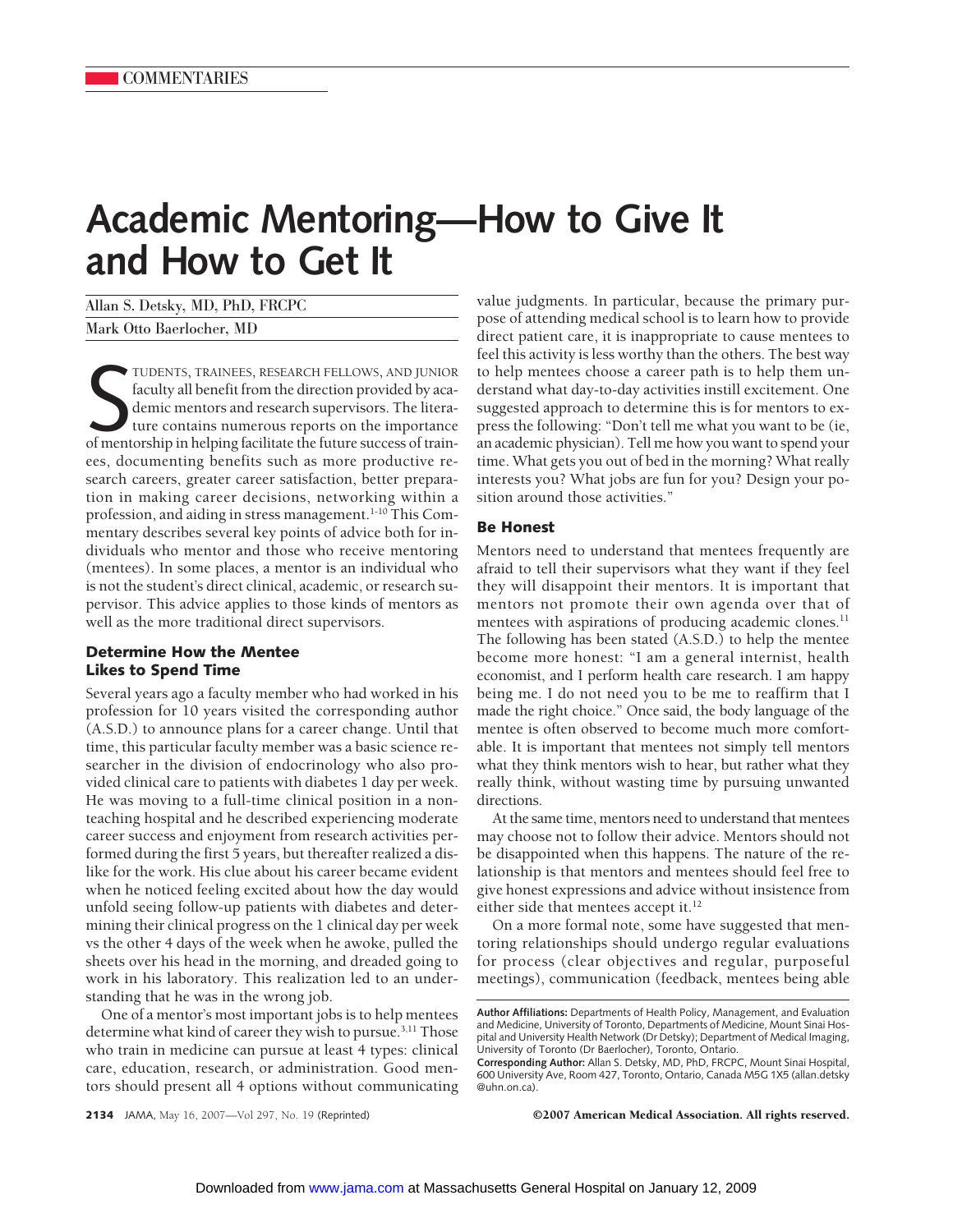# Academic Mentoring—How to Give It and How to Get It

Allan S. Detsky, MD, PhD, FRCPC

Mark Otto Baerlocher, MD

STUDENTS, TRAINEES, RESEARCH FELLOWS, AND JUNIOR faculty all benefit from the direction provided by academic mentors and research supervisors. The literature contains numerous reports on the importance of mentorship in helping facilitate the future success of trainees, documenting benefits such as more productive research careers, greater career satisfaction, better preparation in making career decisions, networking within a profession, and aiding in stress management.[1-10] This Commentary describes several key points of advice both for individuals who mentor and those who receive mentoring (mentees). In some places, a mentor is an individual who is not the student's direct clinical, academic, or research supervisor. This advice applies to those kinds of mentors as well as the more traditional direct supervisors.

## Determine How the Mentee Likes to Spend Time

Several years ago a faculty member who had worked in his profession for 10 years visited the corresponding author (A.S.D.) to announce plans for a career change. Until that time, this particular faculty member was a basic science researcher in the division of endocrinology who also provided clinical care to patients with diabetes 1 day per week. He was moving to a full-time clinical position in a nonteaching hospital and he described experiencing moderate career success and enjoyment from research activities performed during the first 5 years, but thereafter realized a dislike for the work. His clue about his career became evident when he noticed feeling excited about how the day would unfold seeing follow-up patients with diabetes and determining their clinical progress on the 1 clinical day per week vs the other 4 days of the week when he awoke, pulled the sheets over his head in the morning, and dreaded going to work in his laboratory. This realization led to an understanding that he was in the wrong job.

One of a mentor's most important jobs is to help mentees determine what kind of career they wish to pursue.[3,11] Those who train in medicine can pursue at least 4 types: clinical care, education, research, or administration. Good mentors should present all 4 options without communicating value judgments. In particular, because the primary purpose of attending medical school is to learn how to provide direct patient care, it is inappropriate to cause mentees to feel this activity is less worthy than the others. The best way to help mentees choose a career path is to help them understand what day-to-day activities instill excitement. One suggested approach to determine this is for mentors to express the following: "Don't tell me what you want to be (ie, an academic physician). Tell me how you want to spend your time. What gets you out of bed in the morning? What really interests you? What jobs are fun for you? Design your position around those activities."

## Be Honest

Mentors need to understand that mentees frequently are afraid to tell their supervisors what they want if they feel they will disappoint their mentors. It is important that mentors not promote their own agenda over that of mentees with aspirations of producing academic clones.[11] The following has been stated (A.S.D.) to help the mentee become more honest: "I am a general internist, health economist, and I perform health care research. I am happy being me. I do not need you to be me to reaffirm that I made the right choice." Once said, the body language of the mentee is often observed to become much more comfortable. It is important that mentees not simply tell mentors what they think mentors wish to hear, but rather what they really think, without wasting time by pursuing unwanted directions.

At the same time, mentors need to understand that mentees may choose not to follow their advice. Mentors should not be disappointed when this happens. The nature of the relationship is that mentors and mentees should feel free to give honest expressions and advice without insistence from either side that mentees accept it.[12]

On a more formal note, some have suggested that mentoring relationships should undergo regular evaluations for process (clear objectives and regular, purposeful meetings), communication (feedback, mentees being able

**Author Affiliations:** Departments of Health Policy, Management, and Evaluation and Medicine, University of Toronto, Departments of Medicine, Mount Sinai Hospital and University Health Network (Dr Detsky); Department of Medical Imaging, University of Toronto (Dr Baerlocher), Toronto, Ontario.

**Corresponding Author:** Allan S. Detsky, MD, PhD, FRCPC, Mount Sinai Hospital, 600 University Ave, Room 427, Toronto, Ontario, Canada M5G 1X5 (allan.detsky@uhn.on.ca).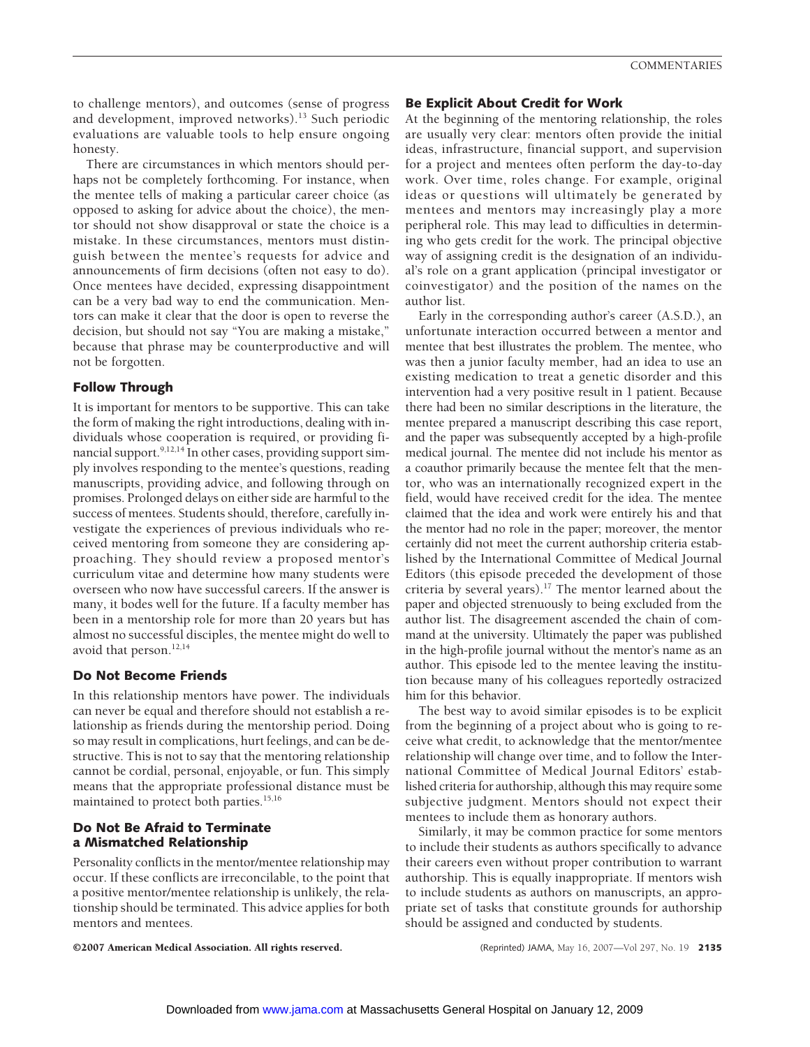to challenge mentors), and outcomes (sense of progress and development, improved networks).[13] Such periodic evaluations are valuable tools to help ensure ongoing honesty.

There are circumstances in which mentors should perhaps not be completely forthcoming. For instance, when the mentee tells of making a particular career choice (as opposed to asking for advice about the choice), the mentor should not show disapproval or state the choice is a mistake. In these circumstances, mentors must distinguish between the mentee's requests for advice and announcements of firm decisions (often not easy to do). Once mentees have decided, expressing disappointment can be a very bad way to end the communication. Mentors can make it clear that the door is open to reverse the decision, but should not say "You are making a mistake," because that phrase may be counterproductive and will not be forgotten.

## Follow Through

It is important for mentors to be supportive. This can take the form of making the right introductions, dealing with individuals whose cooperation is required, or providing financial support.[9,12,14] In other cases, providing support simply involves responding to the mentee's questions, reading manuscripts, providing advice, and following through on promises. Prolonged delays on either side are harmful to the success of mentees. Students should, therefore, carefully investigate the experiences of previous individuals who received mentoring from someone they are considering approaching. They should review a proposed mentor's curriculum vitae and determine how many students were overseen who now have successful careers. If the answer is many, it bodes well for the future. If a faculty member has been in a mentorship role for more than 20 years but has almost no successful disciples, the mentee might do well to avoid that person.[12,14]

## Do Not Become Friends

In this relationship mentors have power. The individuals can never be equal and therefore should not establish a relationship as friends during the mentorship period. Doing so may result in complications, hurt feelings, and can be destructive. This is not to say that the mentoring relationship cannot be cordial, personal, enjoyable, or fun. This simply means that the appropriate professional distance must be maintained to protect both parties.[15,16]

## Do Not Be Afraid to Terminate a Mismatched Relationship

Personality conflicts in the mentor/mentee relationship may occur. If these conflicts are irreconcilable, to the point that a positive mentor/mentee relationship is unlikely, the relationship should be terminated. This advice applies for both mentors and mentees.

## Be Explicit About Credit for Work

At the beginning of the mentoring relationship, the roles are usually very clear: mentors often provide the initial ideas, infrastructure, financial support, and supervision for a project and mentees often perform the day-to-day work. Over time, roles change. For example, original ideas or questions will ultimately be generated by mentees and mentors may increasingly play a more peripheral role. This may lead to difficulties in determining who gets credit for the work. The principal objective way of assigning credit is the designation of an individual's role on a grant application (principal investigator or coinvestigator) and the position of the names on the author list.

Early in the corresponding author's career (A.S.D.), an unfortunate interaction occurred between a mentor and mentee that best illustrates the problem. The mentee, who was then a junior faculty member, had an idea to use an existing medication to treat a genetic disorder and this intervention had a very positive result in 1 patient. Because there had been no similar descriptions in the literature, the mentee prepared a manuscript describing this case report, and the paper was subsequently accepted by a high-profile medical journal. The mentee did not include his mentor as a coauthor primarily because the mentee felt that the mentor, who was an internationally recognized expert in the field, would have received credit for the idea. The mentee claimed that the idea and work were entirely his and that the mentor had no role in the paper; moreover, the mentor certainly did not meet the current authorship criteria established by the International Committee of Medical Journal Editors (this episode preceded the development of those criteria by several years).[17] The mentor learned about the paper and objected strenuously to being excluded from the author list. The disagreement ascended the chain of command at the university. Ultimately the paper was published in the high-profile journal without the mentor's name as an author. This episode led to the mentee leaving the institution because many of his colleagues reportedly ostracized him for this behavior.

The best way to avoid similar episodes is to be explicit from the beginning of a project about who is going to receive what credit, to acknowledge that the mentor/mentee relationship will change over time, and to follow the International Committee of Medical Journal Editors' established criteria for authorship, although this may require some subjective judgment. Mentors should not expect their mentees to include them as honorary authors.

Similarly, it may be common practice for some mentors to include their students as authors specifically to advance their careers even without proper contribution to warrant authorship. This is equally inappropriate. If mentors wish to include students as authors on manuscripts, an appropriate set of tasks that constitute grounds for authorship should be assigned and conducted by students.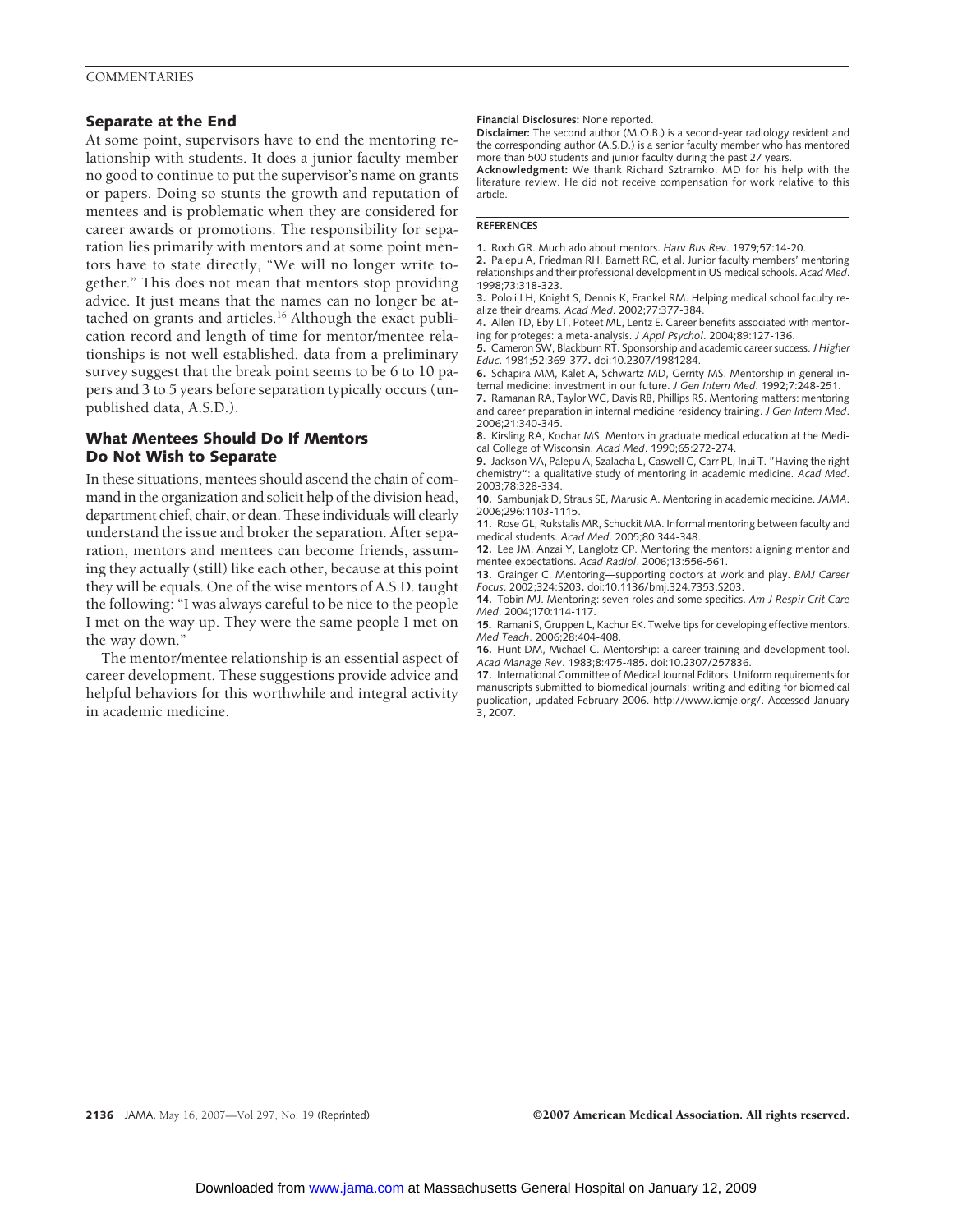## Separate at the End

At some point, supervisors have to end the mentoring relationship with students. It does a junior faculty member no good to continue to put the supervisor's name on grants or papers. Doing so stunts the growth and reputation of mentees and is problematic when they are considered for career awards or promotions. The responsibility for separation lies primarily with mentors and at some point mentors have to state directly, "We will no longer write together." This does not mean that mentors stop providing advice. It just means that the names can no longer be attached on grants and articles.[16] Although the exact publication record and length of time for mentor/mentee relationships is not well established, data from a preliminary survey suggest that the break point seems to be 6 to 10 papers and 3 to 5 years before separation typically occurs (unpublished data, A.S.D.).

## What Mentees Should Do If Mentors Do Not Wish to Separate

In these situations, mentees should ascend the chain of command in the organization and solicit help of the division head, department chief, chair, or dean. These individuals will clearly understand the issue and broker the separation. After separation, mentors and mentees can become friends, assuming they actually (still) like each other, because at this point they will be equals. One of the wise mentors of A.S.D. taught the following: "I was always careful to be nice to the people I met on the way up. They were the same people I met on the way down."

The mentor/mentee relationship is an essential aspect of career development. These suggestions provide advice and helpful behaviors for this worthwhile and integral activity in academic medicine.

**Financial Disclosures:** None reported.

**Disclaimer:** The second author (M.O.B.) is a second-year radiology resident and the corresponding author (A.S.D.) is a senior faculty member who has mentored more than 500 students and junior faculty during the past 27 years.

**Acknowledgment:** We thank Richard Sztramko, MD for his help with the literature review. He did not receive compensation for work relative to this article.

### REFERENCES

1. Roch GR. Much ado about mentors. *Harv Bus Rev*. 1979;57:14-20.
2. Palepu A, Friedman RH, Barnett RC, et al. Junior faculty members' mentoring relationships and their professional development in US medical schools. *Acad Med*. 1998;73:318-323.
3. Pololi LH, Knight S, Dennis K, Frankel RM. Helping medical school faculty realize their dreams. *Acad Med*. 2002;77:377-384.
4. Allen TD, Eby LT, Poteet ML, Lentz E. Career benefits associated with mentoring for proteges: a meta-analysis. *J Appl Psychol*. 2004;89:127-136.
5. Cameron SW, Blackburn RT. Sponsorship and academic career success. *J Higher Educ*. 1981;52:369-377. doi:10.2307/1981284.
6. Schapira MM, Kalet A, Schwartz MD, Gerrity MS. Mentorship in general internal medicine: investment in our future. *J Gen Intern Med*. 1992;7:248-251.
7. Ramanan RA, Taylor WC, Davis RB, Phillips RS. Mentoring matters: mentoring and career preparation in internal medicine residency training. *J Gen Intern Med*. 2006;21:340-345.
8. Kirsling RA, Kochar MS. Mentors in graduate medical education at the Medical College of Wisconsin. *Acad Med*. 1990;65:272-274.
9. Jackson VA, Palepu A, Szalacha L, Caswell C, Carr PL, Inui T. "Having the right chemistry": a qualitative study of mentoring in academic medicine. *Acad Med*. 2003;78:328-334.
10. Sambunjak D, Straus SE, Marusic A. Mentoring in academic medicine. *JAMA*. 2006;296:1103-1115.
11. Rose GL, Rukstalis MR, Schuckit MA. Informal mentoring between faculty and medical students. *Acad Med*. 2005;80:344-348.
12. Lee JM, Anzai Y, Langlotz CP. Mentoring the mentors: aligning mentor and mentee expectations. *Acad Radiol*. 2006;13:556-561.
13. Grainger C. Mentoring—supporting doctors at work and play. *BMJ Career Focus*. 2002;324:S203. doi:10.1136/bmj.324.7353.S203.
14. Tobin MJ. Mentoring: seven roles and some specifics. *Am J Respir Crit Care Med*. 2004;170:114-117.
15. Ramani S, Gruppen L, Kachur EK. Twelve tips for developing effective mentors. *Med Teach*. 2006;28:404-408.
16. Hunt DM, Michael C. Mentorship: a career training and development tool. *Acad Manage Rev*. 1983;8:475-485. doi:10.2307/257836.
17. International Committee of Medical Journal Editors. Uniform requirements for manuscripts submitted to biomedical journals: writing and editing for biomedical publication, updated February 2006. http://www.icmje.org/. Accessed January 3, 2007.